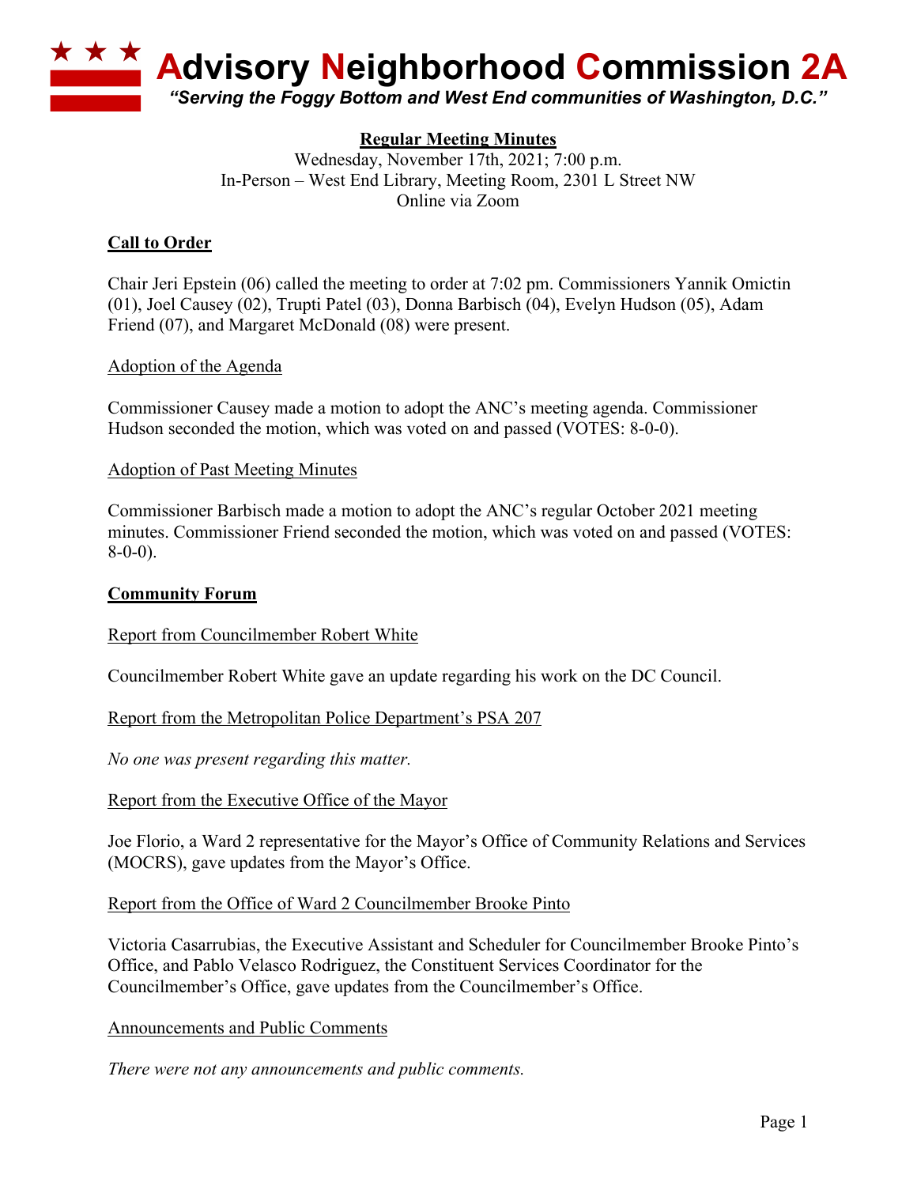# Advisory Neighborhood Commission 2A

*"Serving the Foggy Bottom and West End communities of Washington, D.C."*

**Regular Meeting Minutes**
Wednesday, November 17th, 2021; 7:00 p.m.
In-Person – West End Library, Meeting Room, 2301 L Street NW
Online via Zoom

## Call to Order

Chair Jeri Epstein (06) called the meeting to order at 7:02 pm. Commissioners Yannik Omictin (01), Joel Causey (02), Trupti Patel (03), Donna Barbisch (04), Evelyn Hudson (05), Adam Friend (07), and Margaret McDonald (08) were present.

### Adoption of the Agenda

Commissioner Causey made a motion to adopt the ANC's meeting agenda. Commissioner Hudson seconded the motion, which was voted on and passed (VOTES: 8-0-0).

### Adoption of Past Meeting Minutes

Commissioner Barbisch made a motion to adopt the ANC's regular October 2021 meeting minutes. Commissioner Friend seconded the motion, which was voted on and passed (VOTES: 8-0-0).

## Community Forum

### Report from Councilmember Robert White

Councilmember Robert White gave an update regarding his work on the DC Council.

### Report from the Metropolitan Police Department's PSA 207

*No one was present regarding this matter.*

### Report from the Executive Office of the Mayor

Joe Florio, a Ward 2 representative for the Mayor's Office of Community Relations and Services (MOCRS), gave updates from the Mayor's Office.

### Report from the Office of Ward 2 Councilmember Brooke Pinto

Victoria Casarrubias, the Executive Assistant and Scheduler for Councilmember Brooke Pinto's Office, and Pablo Velasco Rodriguez, the Constituent Services Coordinator for the Councilmember's Office, gave updates from the Councilmember's Office.

### Announcements and Public Comments

*There were not any announcements and public comments.*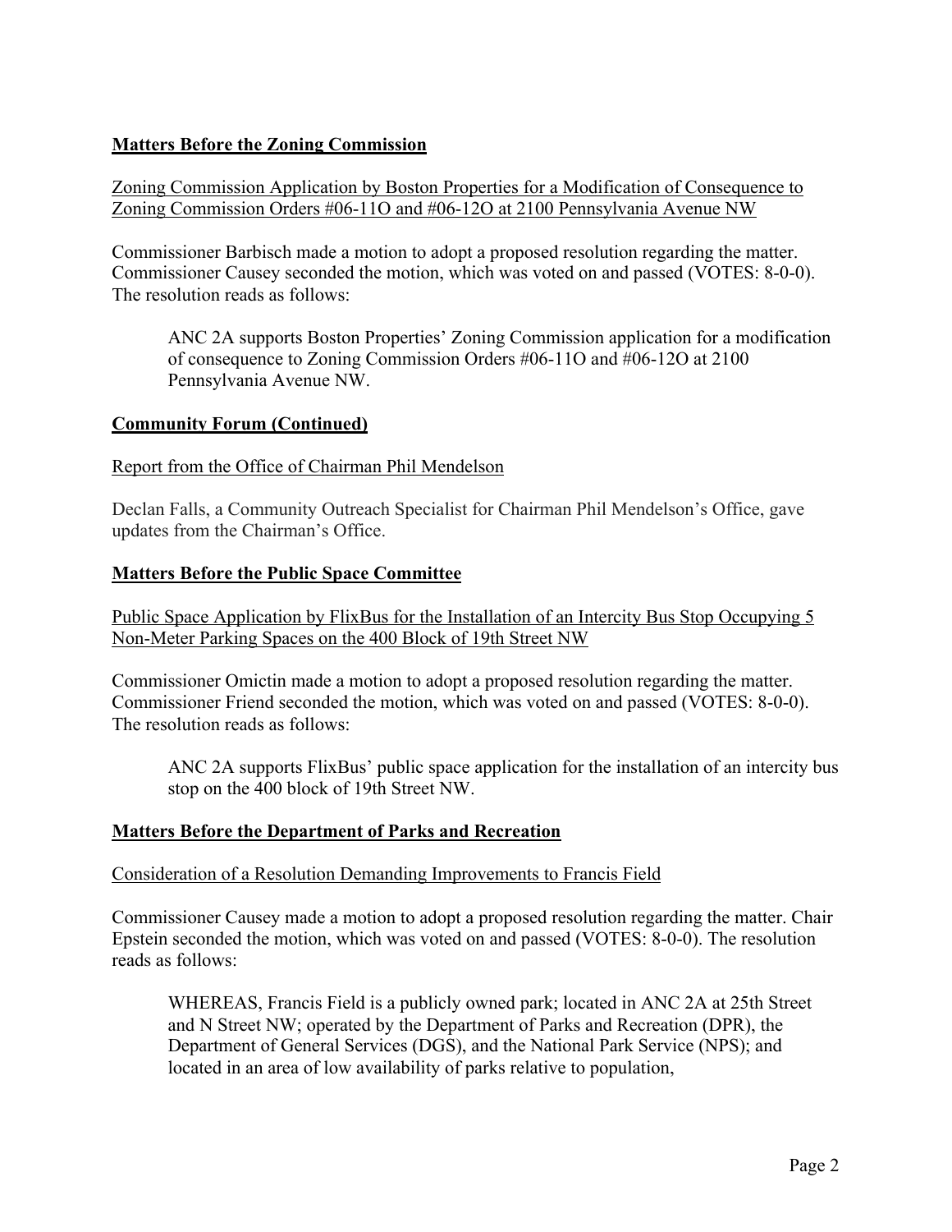## Matters Before the Zoning Commission

Zoning Commission Application by Boston Properties for a Modification of Consequence to Zoning Commission Orders #06-11O and #06-12O at 2100 Pennsylvania Avenue NW

Commissioner Barbisch made a motion to adopt a proposed resolution regarding the matter. Commissioner Causey seconded the motion, which was voted on and passed (VOTES: 8-0-0). The resolution reads as follows:

> ANC 2A supports Boston Properties' Zoning Commission application for a modification of consequence to Zoning Commission Orders #06-11O and #06-12O at 2100 Pennsylvania Avenue NW.

## Community Forum (Continued)

Report from the Office of Chairman Phil Mendelson

Declan Falls, a Community Outreach Specialist for Chairman Phil Mendelson's Office, gave updates from the Chairman's Office.

## Matters Before the Public Space Committee

Public Space Application by FlixBus for the Installation of an Intercity Bus Stop Occupying 5 Non-Meter Parking Spaces on the 400 Block of 19th Street NW

Commissioner Omictin made a motion to adopt a proposed resolution regarding the matter. Commissioner Friend seconded the motion, which was voted on and passed (VOTES: 8-0-0). The resolution reads as follows:

> ANC 2A supports FlixBus' public space application for the installation of an intercity bus stop on the 400 block of 19th Street NW.

## Matters Before the Department of Parks and Recreation

Consideration of a Resolution Demanding Improvements to Francis Field

Commissioner Causey made a motion to adopt a proposed resolution regarding the matter. Chair Epstein seconded the motion, which was voted on and passed (VOTES: 8-0-0). The resolution reads as follows:

> WHEREAS, Francis Field is a publicly owned park; located in ANC 2A at 25th Street and N Street NW; operated by the Department of Parks and Recreation (DPR), the Department of General Services (DGS), and the National Park Service (NPS); and located in an area of low availability of parks relative to population,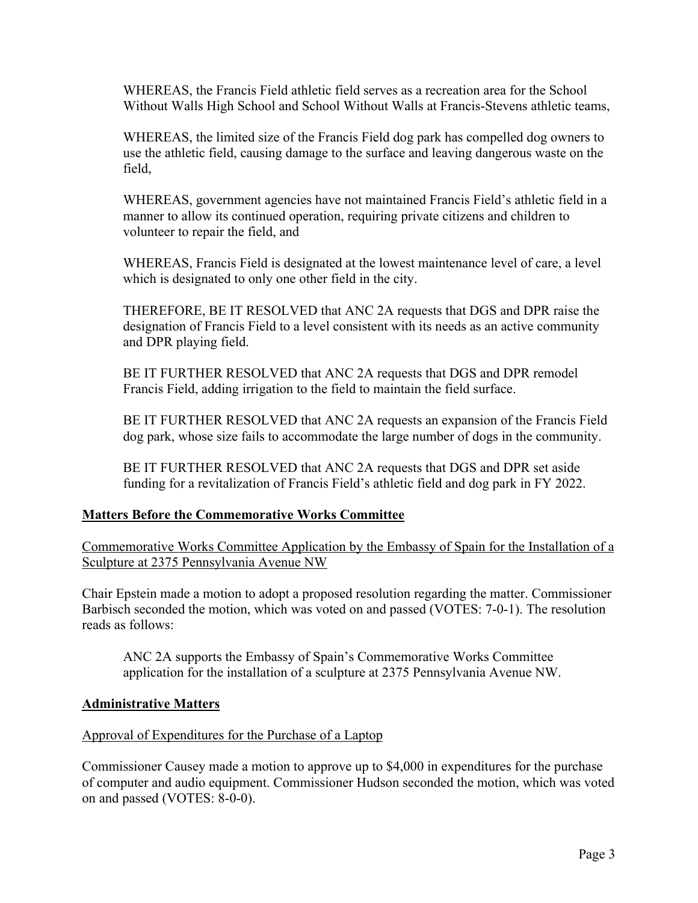> WHEREAS, the Francis Field athletic field serves as a recreation area for the School Without Walls High School and School Without Walls at Francis-Stevens athletic teams,
>
> WHEREAS, the limited size of the Francis Field dog park has compelled dog owners to use the athletic field, causing damage to the surface and leaving dangerous waste on the field,
>
> WHEREAS, government agencies have not maintained Francis Field's athletic field in a manner to allow its continued operation, requiring private citizens and children to volunteer to repair the field, and
>
> WHEREAS, Francis Field is designated at the lowest maintenance level of care, a level which is designated to only one other field in the city.
>
> THEREFORE, BE IT RESOLVED that ANC 2A requests that DGS and DPR raise the designation of Francis Field to a level consistent with its needs as an active community and DPR playing field.
>
> BE IT FURTHER RESOLVED that ANC 2A requests that DGS and DPR remodel Francis Field, adding irrigation to the field to maintain the field surface.
>
> BE IT FURTHER RESOLVED that ANC 2A requests an expansion of the Francis Field dog park, whose size fails to accommodate the large number of dogs in the community.
>
> BE IT FURTHER RESOLVED that ANC 2A requests that DGS and DPR set aside funding for a revitalization of Francis Field's athletic field and dog park in FY 2022.

## Matters Before the Commemorative Works Committee

Commemorative Works Committee Application by the Embassy of Spain for the Installation of a Sculpture at 2375 Pennsylvania Avenue NW

Chair Epstein made a motion to adopt a proposed resolution regarding the matter. Commissioner Barbisch seconded the motion, which was voted on and passed (VOTES: 7-0-1). The resolution reads as follows:

> ANC 2A supports the Embassy of Spain's Commemorative Works Committee application for the installation of a sculpture at 2375 Pennsylvania Avenue NW.

## Administrative Matters

Approval of Expenditures for the Purchase of a Laptop

Commissioner Causey made a motion to approve up to $4,000 in expenditures for the purchase of computer and audio equipment. Commissioner Hudson seconded the motion, which was voted on and passed (VOTES: 8-0-0).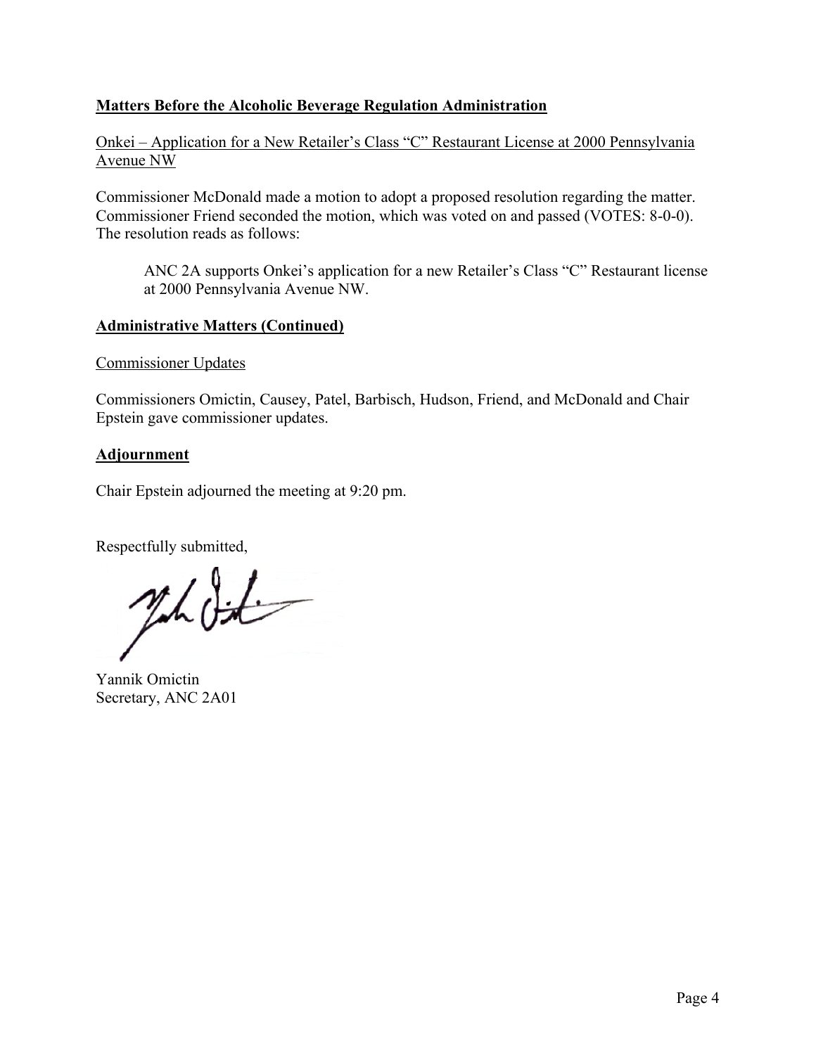**Matters Before the Alcoholic Beverage Regulation Administration**

Onkei – Application for a New Retailer's Class "C" Restaurant License at 2000 Pennsylvania Avenue NW

Commissioner McDonald made a motion to adopt a proposed resolution regarding the matter. Commissioner Friend seconded the motion, which was voted on and passed (VOTES: 8-0-0). The resolution reads as follows:

> ANC 2A supports Onkei's application for a new Retailer's Class "C" Restaurant license at 2000 Pennsylvania Avenue NW.

**Administrative Matters (Continued)**

Commissioner Updates

Commissioners Omictin, Causey, Patel, Barbisch, Hudson, Friend, and McDonald and Chair Epstein gave commissioner updates.

**Adjournment**

Chair Epstein adjourned the meeting at 9:20 pm.

Respectfully submitted,

Yannik Omictin
Secretary, ANC 2A01